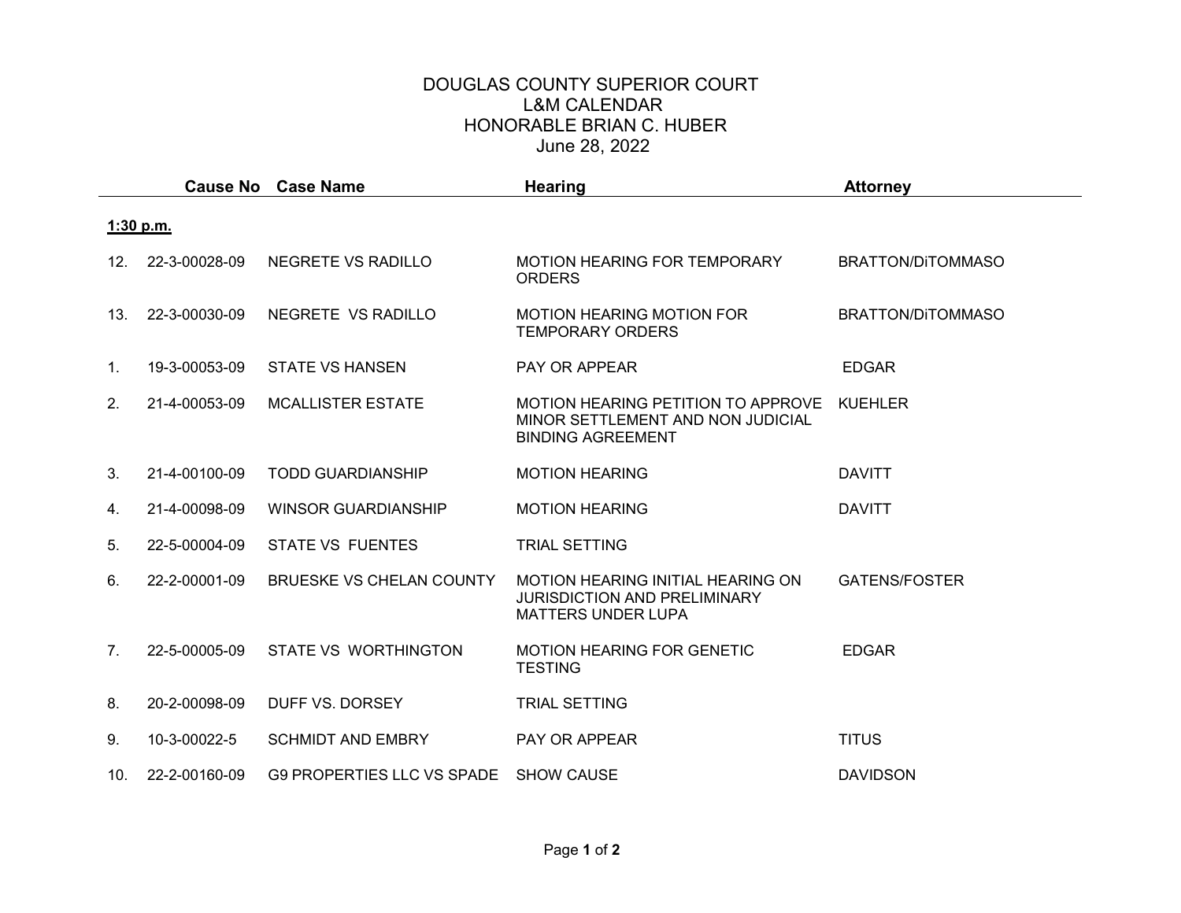# DOUGLAS COUNTY SUPERIOR COURT
## L&M CALENDAR
## HONORABLE BRIAN C. HUBER
## June 28, 2022

| | Cause No | Case Name | Hearing | Attorney |
|---|---|---|---|---|
| **1:30 p.m.** | | | | |
| 12. | 22-3-00028-09 | NEGRETE VS RADILLO | MOTION HEARING FOR TEMPORARY ORDERS | BRATTON/DiTOMMASO |
| 13. | 22-3-00030-09 | NEGRETE VS RADILLO | MOTION HEARING MOTION FOR TEMPORARY ORDERS | BRATTON/DiTOMMASO |
| 1. | 19-3-00053-09 | STATE VS HANSEN | PAY OR APPEAR | EDGAR |
| 2. | 21-4-00053-09 | MCALLISTER ESTATE | MOTION HEARING PETITION TO APPROVE MINOR SETTLEMENT AND NON JUDICIAL BINDING AGREEMENT | KUEHLER |
| 3. | 21-4-00100-09 | TODD GUARDIANSHIP | MOTION HEARING | DAVITT |
| 4. | 21-4-00098-09 | WINSOR GUARDIANSHIP | MOTION HEARING | DAVITT |
| 5. | 22-5-00004-09 | STATE VS FUENTES | TRIAL SETTING | |
| 6. | 22-2-00001-09 | BRUESKE VS CHELAN COUNTY | MOTION HEARING INITIAL HEARING ON JURISDICTION AND PRELIMINARY MATTERS UNDER LUPA | GATENS/FOSTER |
| 7. | 22-5-00005-09 | STATE VS WORTHINGTON | MOTION HEARING FOR GENETIC TESTING | EDGAR |
| 8. | 20-2-00098-09 | DUFF VS. DORSEY | TRIAL SETTING | |
| 9. | 10-3-00022-5 | SCHMIDT AND EMBRY | PAY OR APPEAR | TITUS |
| 10. | 22-2-00160-09 | G9 PROPERTIES LLC VS SPADE | SHOW CAUSE | DAVIDSON |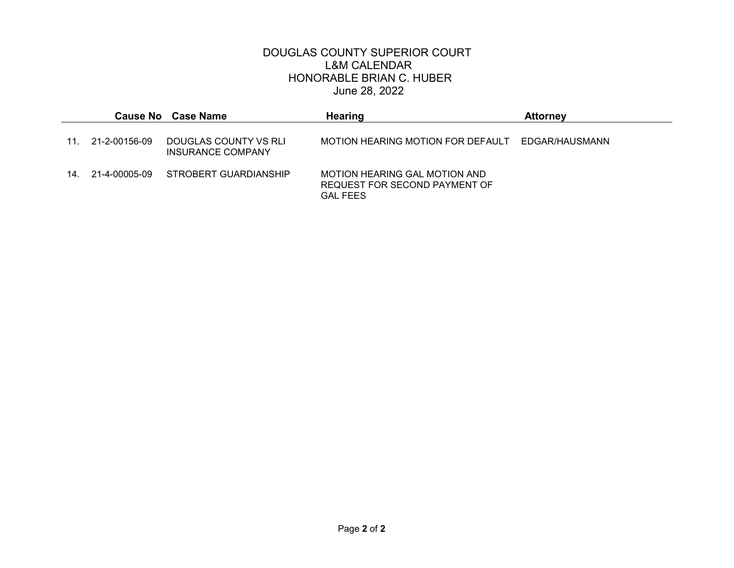DOUGLAS COUNTY SUPERIOR COURT
L&M CALENDAR
HONORABLE BRIAN C. HUBER
June 28, 2022

| | Cause No | Case Name | Hearing | Attorney |
|---|---|---|---|---|
| 11. | 21-2-00156-09 | DOUGLAS COUNTY VS RLI INSURANCE COMPANY | MOTION HEARING MOTION FOR DEFAULT | EDGAR/HAUSMANN |
| 14. | 21-4-00005-09 | STROBERT GUARDIANSHIP | MOTION HEARING GAL MOTION AND REQUEST FOR SECOND PAYMENT OF GAL FEES | |